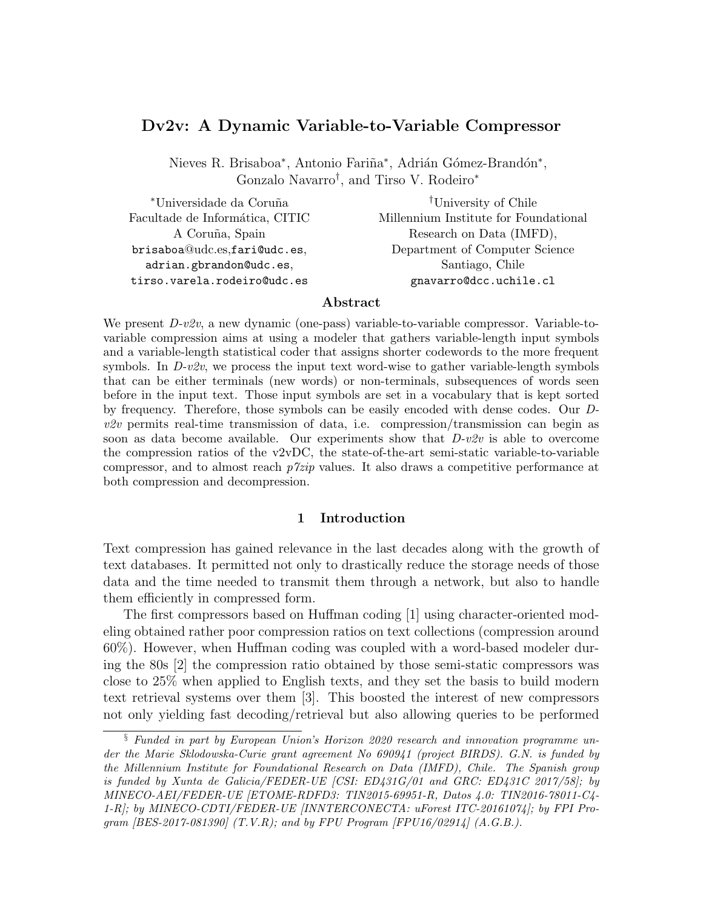# Dv2v: A Dynamic Variable-to-Variable Compressor

Nieves R. Brisaboa*, Antonio Fariña*, Adrián Gómez-Brandón*, Gonzalo Navarro†, and Tirso V. Rodeiro*

*Universidade da Coruña
Facultade de Informática, CITIC
A Coruña, Spain
brisaboa@udc.es,fari@udc.es,
adrian.gbrandon@udc.es,
tirso.varela.rodeiro@udc.es

†University of Chile
Millennium Institute for Foundational Research on Data (IMFD),
Department of Computer Science
Santiago, Chile
gnavarro@dcc.uchile.cl

### Abstract

We present *D-v2v*, a new dynamic (one-pass) variable-to-variable compressor. Variable-to-variable compression aims at using a modeler that gathers variable-length input symbols and a variable-length statistical coder that assigns shorter codewords to the more frequent symbols. In *D-v2v*, we process the input text word-wise to gather variable-length symbols that can be either terminals (new words) or non-terminals, subsequences of words seen before in the input text. Those input symbols are set in a vocabulary that is kept sorted by frequency. Therefore, those symbols can be easily encoded with dense codes. Our *D-v2v* permits real-time transmission of data, i.e. compression/transmission can begin as soon as data become available. Our experiments show that *D-v2v* is able to overcome the compression ratios of the v2vDC, the state-of-the-art semi-static variable-to-variable compressor, and to almost reach *p7zip* values. It also draws a competitive performance at both compression and decompression.

## 1 Introduction

Text compression has gained relevance in the last decades along with the growth of text databases. It permitted not only to drastically reduce the storage needs of those data and the time needed to transmit them through a network, but also to handle them efficiently in compressed form.

The first compressors based on Huffman coding [1] using character-oriented modeling obtained rather poor compression ratios on text collections (compression around 60%). However, when Huffman coding was coupled with a word-based modeler during the 80s [2] the compression ratio obtained by those semi-static compressors was close to 25% when applied to English texts, and they set the basis to build modern text retrieval systems over them [3]. This boosted the interest of new compressors not only yielding fast decoding/retrieval but also allowing queries to be performed

§ *Funded in part by European Union's Horizon 2020 research and innovation programme under the Marie Sklodowska-Curie grant agreement No 690941 (project BIRDS). G.N. is funded by the Millennium Institute for Foundational Research on Data (IMFD), Chile. The Spanish group is funded by Xunta de Galicia/FEDER-UE [CSI: ED431G/01 and GRC: ED431C 2017/58]; by MINECO-AEI/FEDER-UE [ETOME-RDFD3: TIN2015-69951-R, Datos 4.0: TIN2016-78011-C4-1-R]; by MINECO-CDTI/FEDER-UE [INNTERCONECTA: uForest ITC-20161074]; by FPI Program [BES-2017-081390] (T.V.R); and by FPU Program [FPU16/02914] (A.G.B.).*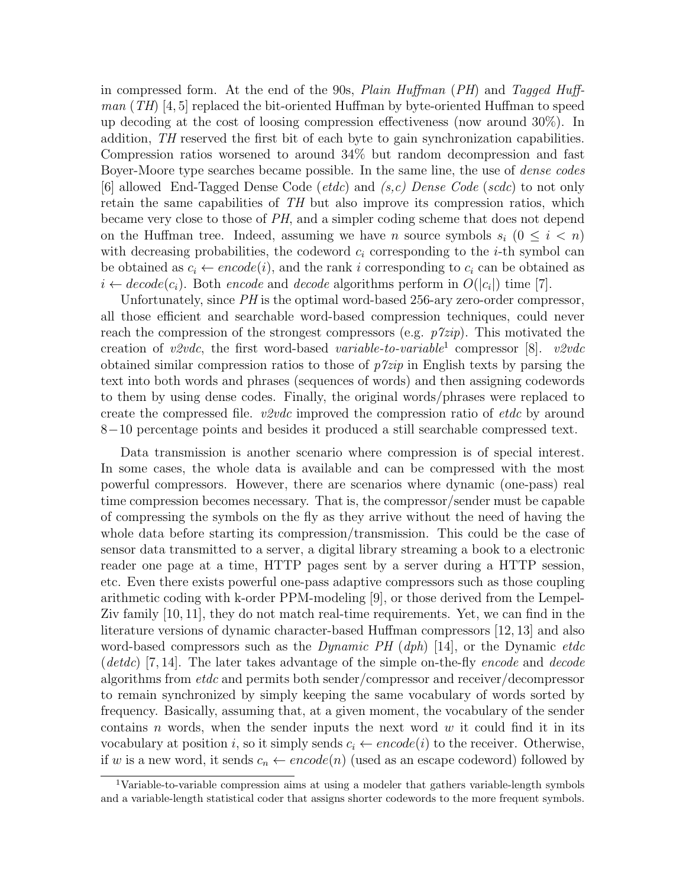in compressed form. At the end of the 90s, *Plain Huffman* (*PH*) and *Tagged Huffman* (*TH*) [4, 5] replaced the bit-oriented Huffman by byte-oriented Huffman to speed up decoding at the cost of loosing compression effectiveness (now around 30%). In addition, *TH* reserved the first bit of each byte to gain synchronization capabilities. Compression ratios worsened to around 34% but random decompression and fast Boyer-Moore type searches became possible. In the same line, the use of *dense codes* [6] allowed End-Tagged Dense Code (*etdc*) and *(s,c) Dense Code* (*scdc*) to not only retain the same capabilities of *TH* but also improve its compression ratios, which became very close to those of *PH*, and a simpler coding scheme that does not depend on the Huffman tree. Indeed, assuming we have $n$ source symbols $s_i$ $(0 \leq i < n)$ with decreasing probabilities, the codeword $c_i$ corresponding to the $i$-th symbol can be obtained as $c_i \leftarrow encode(i)$, and the rank $i$ corresponding to $c_i$ can be obtained as $i \leftarrow decode(c_i)$. Both *encode* and *decode* algorithms perform in $O(|c_i|)$ time [7].

Unfortunately, since *PH* is the optimal word-based 256-ary zero-order compressor, all those efficient and searchable word-based compression techniques, could never reach the compression of the strongest compressors (e.g. *p7zip*). This motivated the creation of *v2vdc*, the first word-based *variable-to-variable*[1] compressor [8]. *v2vdc* obtained similar compression ratios to those of *p7zip* in English texts by parsing the text into both words and phrases (sequences of words) and then assigning codewords to them by using dense codes. Finally, the original words/phrases were replaced to create the compressed file. *v2vdc* improved the compression ratio of *etdc* by around $8-10$ percentage points and besides it produced a still searchable compressed text.

Data transmission is another scenario where compression is of special interest. In some cases, the whole data is available and can be compressed with the most powerful compressors. However, there are scenarios where dynamic (one-pass) real time compression becomes necessary. That is, the compressor/sender must be capable of compressing the symbols on the fly as they arrive without the need of having the whole data before starting its compression/transmission. This could be the case of sensor data transmitted to a server, a digital library streaming a book to a electronic reader one page at a time, HTTP pages sent by a server during a HTTP session, etc. Even there exists powerful one-pass adaptive compressors such as those coupling arithmetic coding with k-order PPM-modeling [9], or those derived from the Lempel-Ziv family [10, 11], they do not match real-time requirements. Yet, we can find in the literature versions of dynamic character-based Huffman compressors [12, 13] and also word-based compressors such as the *Dynamic PH* (*dph*) [14], or the Dynamic *etdc* (*detdc*) [7, 14]. The later takes advantage of the simple on-the-fly *encode* and *decode* algorithms from *etdc* and permits both sender/compressor and receiver/decompressor to remain synchronized by simply keeping the same vocabulary of words sorted by frequency. Basically, assuming that, at a given moment, the vocabulary of the sender contains $n$ words, when the sender inputs the next word $w$ it could find it in its vocabulary at position $i$, so it simply sends $c_i \leftarrow encode(i)$ to the receiver. Otherwise, if $w$ is a new word, it sends $c_n \leftarrow encode(n)$ (used as an escape codeword) followed by

[1] Variable-to-variable compression aims at using a modeler that gathers variable-length symbols and a variable-length statistical coder that assigns shorter codewords to the more frequent symbols.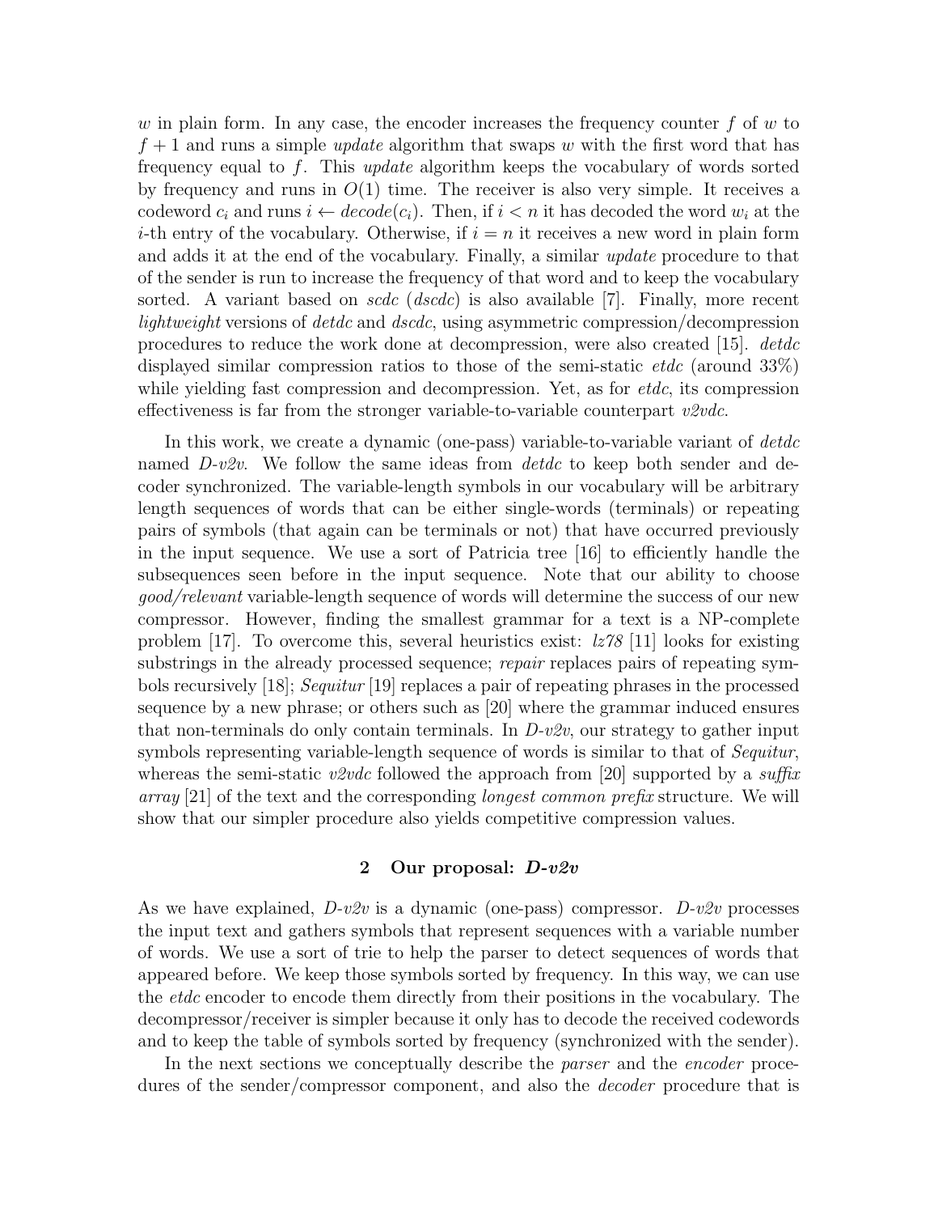$w$ in plain form. In any case, the encoder increases the frequency counter $f$ of $w$ to $f+1$ and runs a simple *update* algorithm that swaps $w$ with the first word that has frequency equal to $f$. This *update* algorithm keeps the vocabulary of words sorted by frequency and runs in $O(1)$ time. The receiver is also very simple. It receives a codeword $c_i$ and runs $i \leftarrow decode(c_i)$. Then, if $i < n$ it has decoded the word $w_i$ at the $i$-th entry of the vocabulary. Otherwise, if $i = n$ it receives a new word in plain form and adds it at the end of the vocabulary. Finally, a similar *update* procedure to that of the sender is run to increase the frequency of that word and to keep the vocabulary sorted. A variant based on *scdc* (*dscdc*) is also available [7]. Finally, more recent *lightweight* versions of *detdc* and *dscdc*, using asymmetric compression/decompression procedures to reduce the work done at decompression, were also created [15]. *detdc* displayed similar compression ratios to those of the semi-static *etdc* (around 33%) while yielding fast compression and decompression. Yet, as for *etdc*, its compression effectiveness is far from the stronger variable-to-variable counterpart *v2vdc*.

In this work, we create a dynamic (one-pass) variable-to-variable variant of *detdc* named *D-v2v*. We follow the same ideas from *detdc* to keep both sender and decoder synchronized. The variable-length symbols in our vocabulary will be arbitrary length sequences of words that can be either single-words (terminals) or repeating pairs of symbols (that again can be terminals or not) that have occurred previously in the input sequence. We use a sort of Patricia tree [16] to efficiently handle the subsequences seen before in the input sequence. Note that our ability to choose *good/relevant* variable-length sequence of words will determine the success of our new compressor. However, finding the smallest grammar for a text is a NP-complete problem [17]. To overcome this, several heuristics exist: *lz78* [11] looks for existing substrings in the already processed sequence; *repair* replaces pairs of repeating symbols recursively [18]; *Sequitur* [19] replaces a pair of repeating phrases in the processed sequence by a new phrase; or others such as [20] where the grammar induced ensures that non-terminals do only contain terminals. In *D-v2v*, our strategy to gather input symbols representing variable-length sequence of words is similar to that of *Sequitur*, whereas the semi-static *v2vdc* followed the approach from [20] supported by a *suffix array* [21] of the text and the corresponding *longest common prefix* structure. We will show that our simpler procedure also yields competitive compression values.

## 2 Our proposal: *D-v2v*

As we have explained, *D-v2v* is a dynamic (one-pass) compressor. *D-v2v* processes the input text and gathers symbols that represent sequences with a variable number of words. We use a sort of trie to help the parser to detect sequences of words that appeared before. We keep those symbols sorted by frequency. In this way, we can use the *etdc* encoder to encode them directly from their positions in the vocabulary. The decompressor/receiver is simpler because it only has to decode the received codewords and to keep the table of symbols sorted by frequency (synchronized with the sender).

In the next sections we conceptually describe the *parser* and the *encoder* procedures of the sender/compressor component, and also the *decoder* procedure that is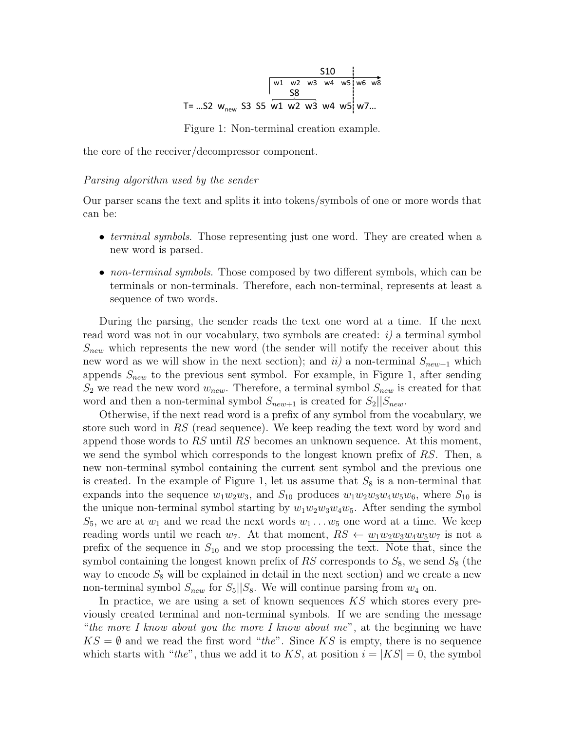Figure 1: Non-terminal creation example.

the core of the receiver/decompressor component.

*Parsing algorithm used by the sender*

Our parser scans the text and splits it into tokens/symbols of one or more words that can be:

- *terminal symbols*. Those representing just one word. They are created when a new word is parsed.
- *non-terminal symbols*. Those composed by two different symbols, which can be terminals or non-terminals. Therefore, each non-terminal, represents at least a sequence of two words.

During the parsing, the sender reads the text one word at a time. If the next read word was not in our vocabulary, two symbols are created: *i)* a terminal symbol $S_{new}$ which represents the new word (the sender will notify the receiver about this new word as we will show in the next section); and *ii)* a non-terminal $S_{new+1}$ which appends $S_{new}$ to the previous sent symbol. For example, in Figure 1, after sending $S_2$ we read the new word $w_{new}$. Therefore, a terminal symbol $S_{new}$ is created for that word and then a non-terminal symbol $S_{new+1}$ is created for $S_2||S_{new}$.

Otherwise, if the next read word is a prefix of any symbol from the vocabulary, we store such word in $RS$ (read sequence). We keep reading the text word by word and append those words to $RS$ until $RS$ becomes an unknown sequence. At this moment, we send the symbol which corresponds to the longest known prefix of $RS$. Then, a new non-terminal symbol containing the current sent symbol and the previous one is created. In the example of Figure 1, let us assume that $S_8$ is a non-terminal that expands into the sequence $w_1w_2w_3$, and $S_{10}$ produces $w_1w_2w_3w_4w_5w_6$, where $S_{10}$ is the unique non-terminal symbol starting by $w_1w_2w_3w_4w_5$. After sending the symbol $S_5$, we are at $w_1$ and we read the next words $w_1 \ldots w_5$ one word at a time. We keep reading words until we reach $w_7$. At that moment, $RS \leftarrow \underline{w_1w_2w_3w_4w_5}w_7$ is not a prefix of the sequence in $S_{10}$ and we stop processing the text. Note that, since the symbol containing the longest known prefix of $RS$ corresponds to $S_8$, we send $S_8$ (the way to encode $S_8$ will be explained in detail in the next section) and we create a new non-terminal symbol $S_{new}$ for $S_5||S_8$. We will continue parsing from $w_4$ on.

In practice, we are using a set of known sequences $KS$ which stores every previously created terminal and non-terminal symbols. If we are sending the message "*the more I know about you the more I know about me*", at the beginning we have $KS = \emptyset$ and we read the first word "*the*". Since $KS$ is empty, there is no sequence which starts with "*the*", thus we add it to $KS$, at position $i = |KS| = 0$, the symbol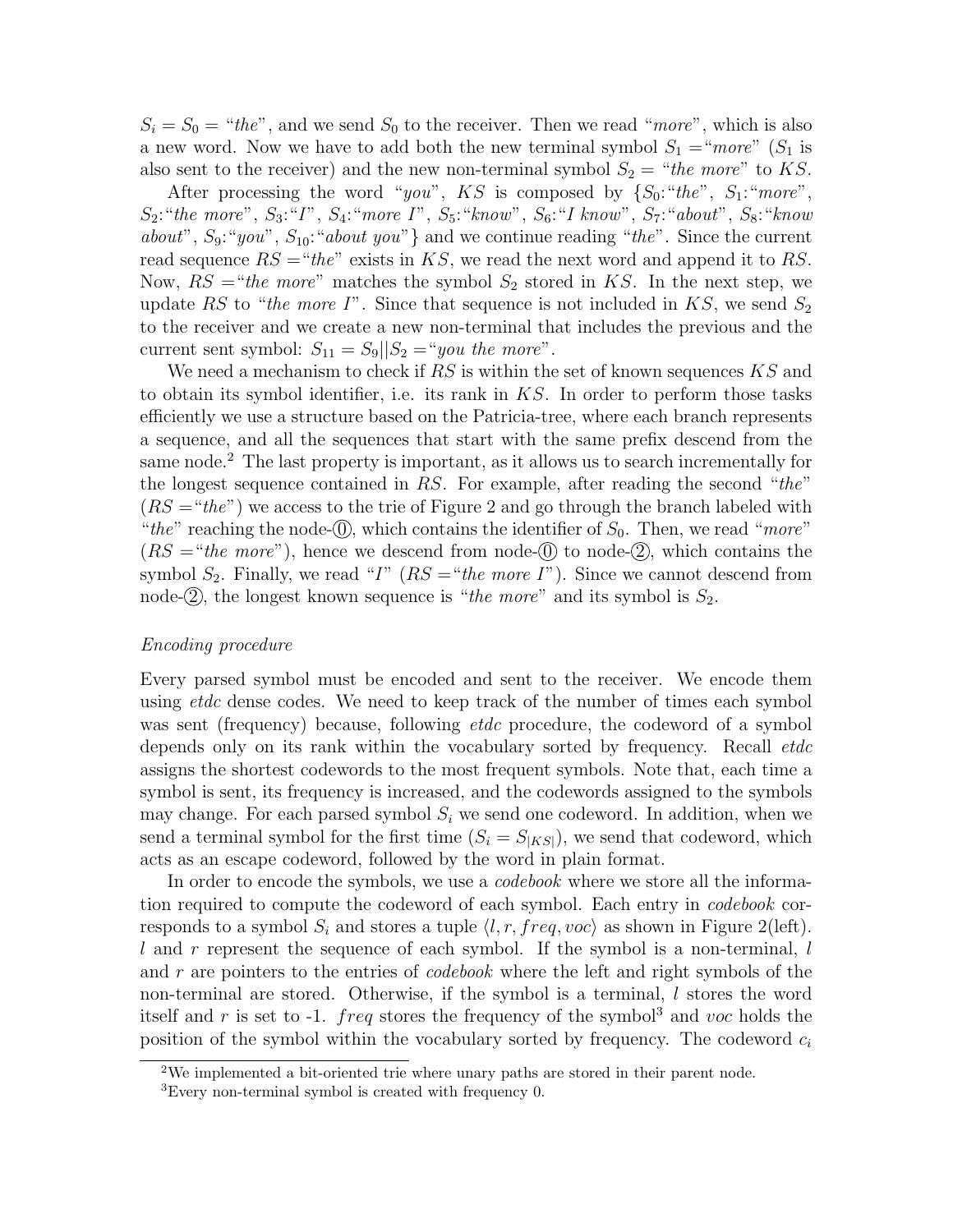$S_i = S_0 =$ "*the*", and we send $S_0$ to the receiver. Then we read "*more*", which is also a new word. Now we have to add both the new terminal symbol $S_1 =$"*more*" ($S_1$ is also sent to the receiver) and the new non-terminal symbol $S_2 =$ "*the more*" to $KS$.

After processing the word "*you*", $KS$ is composed by {$S_0$:"*the*", $S_1$:"*more*", $S_2$:"*the more*", $S_3$:"*I*", $S_4$:"*more I*", $S_5$:"*know*", $S_6$:"*I know*", $S_7$:"*about*", $S_8$:"*know about*", $S_9$:"*you*", $S_{10}$:"*about you*"} and we continue reading "*the*". Since the current read sequence $RS =$"*the*" exists in $KS$, we read the next word and append it to $RS$. Now, $RS =$"*the more*" matches the symbol $S_2$ stored in $KS$. In the next step, we update $RS$ to "*the more I*". Since that sequence is not included in $KS$, we send $S_2$ to the receiver and we create a new non-terminal that includes the previous and the current sent symbol: $S_{11} = S_9 || S_2 =$"*you the more*".

We need a mechanism to check if $RS$ is within the set of known sequences $KS$ and to obtain its symbol identifier, i.e. its rank in $KS$. In order to perform those tasks efficiently we use a structure based on the Patricia-tree, where each branch represents a sequence, and all the sequences that start with the same prefix descend from the same node.[2] The last property is important, as it allows us to search incrementally for the longest sequence contained in $RS$. For example, after reading the second "*the*" ($RS =$"*the*") we access to the trie of Figure 2 and go through the branch labeled with "*the*" reaching the node-⓪, which contains the identifier of $S_0$. Then, we read "*more*" ($RS =$"*the more*"), hence we descend from node-⓪ to node-②, which contains the symbol $S_2$. Finally, we read "*I*" ($RS =$"*the more I*"). Since we cannot descend from node-②, the longest known sequence is "*the more*" and its symbol is $S_2$.

*Encoding procedure*

Every parsed symbol must be encoded and sent to the receiver. We encode them using *etdc* dense codes. We need to keep track of the number of times each symbol was sent (frequency) because, following *etdc* procedure, the codeword of a symbol depends only on its rank within the vocabulary sorted by frequency. Recall *etdc* assigns the shortest codewords to the most frequent symbols. Note that, each time a symbol is sent, its frequency is increased, and the codewords assigned to the symbols may change. For each parsed symbol $S_i$ we send one codeword. In addition, when we send a terminal symbol for the first time ($S_i = S_{|KS|}$), we send that codeword, which acts as an escape codeword, followed by the word in plain format.

In order to encode the symbols, we use a *codebook* where we store all the information required to compute the codeword of each symbol. Each entry in *codebook* corresponds to a symbol $S_i$ and stores a tuple $\langle l, r, freq, voc \rangle$ as shown in Figure 2(left). $l$ and $r$ represent the sequence of each symbol. If the symbol is a non-terminal, $l$ and $r$ are pointers to the entries of *codebook* where the left and right symbols of the non-terminal are stored. Otherwise, if the symbol is a terminal, $l$ stores the word itself and $r$ is set to -1. $freq$ stores the frequency of the symbol[3] and $voc$ holds the position of the symbol within the vocabulary sorted by frequency. The codeword $c_i$

[2] We implemented a bit-oriented trie where unary paths are stored in their parent node.

[3] Every non-terminal symbol is created with frequency 0.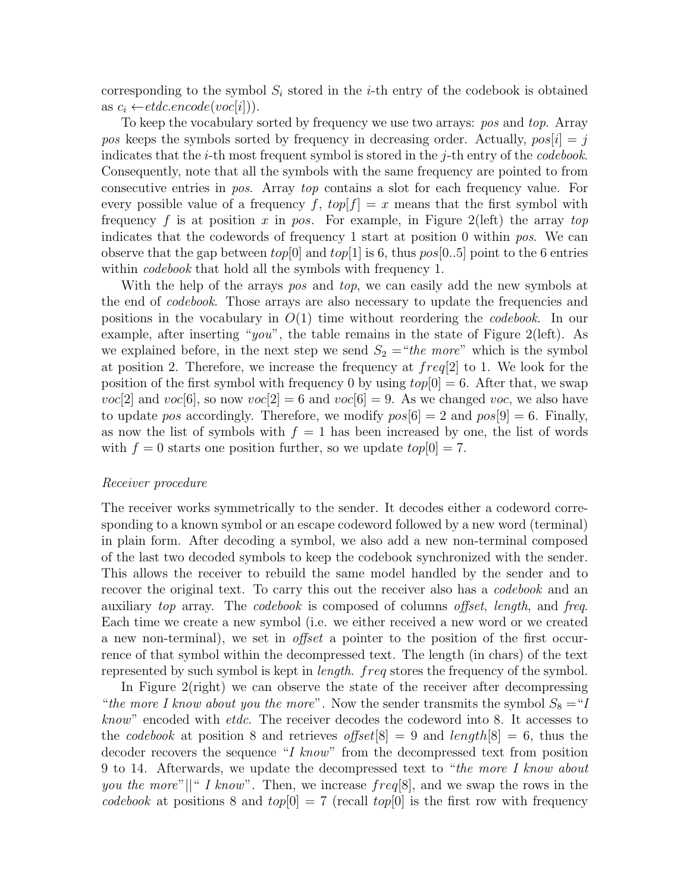corresponding to the symbol $S_i$ stored in the $i$-th entry of the codebook is obtained as $c_i \leftarrow etdc.encode(voc[i])$).

To keep the vocabulary sorted by frequency we use two arrays: *pos* and *top*. Array *pos* keeps the symbols sorted by frequency in decreasing order. Actually, $pos[i] = j$ indicates that the $i$-th most frequent symbol is stored in the $j$-th entry of the *codebook*. Consequently, note that all the symbols with the same frequency are pointed to from consecutive entries in *pos*. Array *top* contains a slot for each frequency value. For every possible value of a frequency $f$, $top[f] = x$ means that the first symbol with frequency $f$ is at position $x$ in *pos*. For example, in Figure 2(left) the array *top* indicates that the codewords of frequency 1 start at position 0 within *pos*. We can observe that the gap between $top[0]$ and $top[1]$ is 6, thus $pos[0..5]$ point to the 6 entries within *codebook* that hold all the symbols with frequency 1.

With the help of the arrays *pos* and *top*, we can easily add the new symbols at the end of *codebook*. Those arrays are also necessary to update the frequencies and positions in the vocabulary in $O(1)$ time without reordering the *codebook*. In our example, after inserting "*you*", the table remains in the state of Figure 2(left). As we explained before, in the next step we send $S_2 =$"*the more*" which is the symbol at position 2. Therefore, we increase the frequency at $freq[2]$ to 1. We look for the position of the first symbol with frequency 0 by using $top[0] = 6$. After that, we swap $voc[2]$ and $voc[6]$, so now $voc[2] = 6$ and $voc[6] = 9$. As we changed *voc*, we also have to update *pos* accordingly. Therefore, we modify $pos[6] = 2$ and $pos[9] = 6$. Finally, as now the list of symbols with $f = 1$ has been increased by one, the list of words with $f = 0$ starts one position further, so we update $top[0] = 7$.

*Receiver procedure*

The receiver works symmetrically to the sender. It decodes either a codeword corresponding to a known symbol or an escape codeword followed by a new word (terminal) in plain form. After decoding a symbol, we also add a new non-terminal composed of the last two decoded symbols to keep the codebook synchronized with the sender. This allows the receiver to rebuild the same model handled by the sender and to recover the original text. To carry this out the receiver also has a *codebook* and an auxiliary *top* array. The *codebook* is composed of columns *offset*, *length*, and *freq*. Each time we create a new symbol (i.e. we either received a new word or we created a new non-terminal), we set in *offset* a pointer to the position of the first occurrence of that symbol within the decompressed text. The length (in chars) of the text represented by such symbol is kept in *length*. $freq$ stores the frequency of the symbol.

In Figure 2(right) we can observe the state of the receiver after decompressing "*the more I know about you the more*". Now the sender transmits the symbol $S_8 =$"*I know*" encoded with *etdc*. The receiver decodes the codeword into 8. It accesses to the *codebook* at position 8 and retrieves $offset[8] = 9$ and $length[8] = 6$, thus the decoder recovers the sequence "*I know*" from the decompressed text from position 9 to 14. Afterwards, we update the decompressed text to "*the more I know about you the more*"||" *I know*". Then, we increase $freq[8]$, and we swap the rows in the *codebook* at positions 8 and $top[0] = 7$ (recall $top[0]$ is the first row with frequency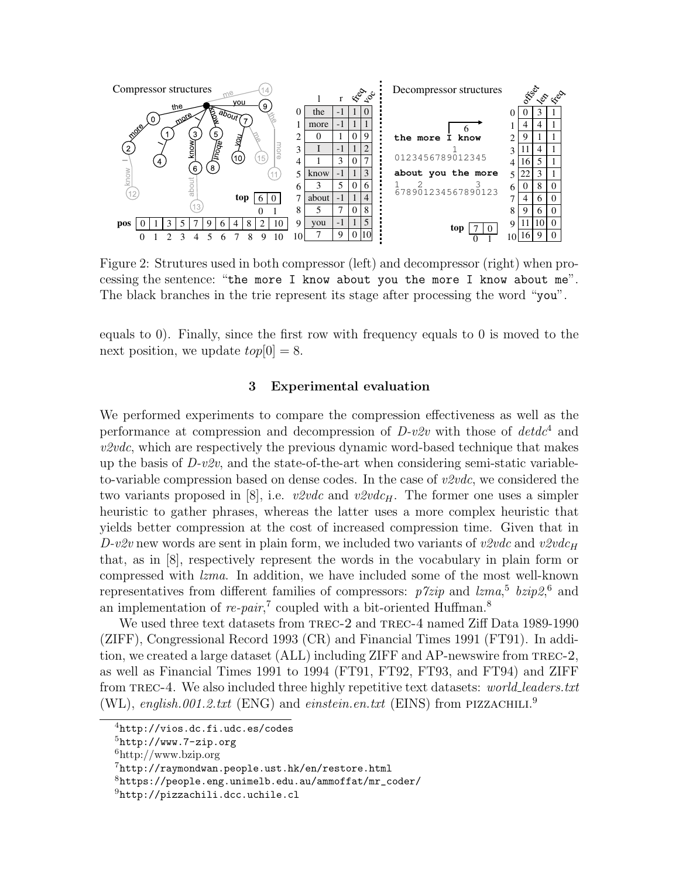Figure 2: Strutures used in both compressor (left) and decompressor (right) when processing the sentence: "the more I know about you the more I know about me". The black branches in the trie represent its stage after processing the word "you".

equals to 0). Finally, since the first row with frequency equals to 0 is moved to the next position, we update $top[0] = 8$.

## 3 Experimental evaluation

We performed experiments to compare the compression effectiveness as well as the performance at compression and decompression of *D-v2v* with those of *detdc*[4] and *v2vdc*, which are respectively the previous dynamic word-based technique that makes up the basis of *D-v2v*, and the state-of-the-art when considering semi-static variable-to-variable compression based on dense codes. In the case of *v2vdc*, we considered the two variants proposed in [8], i.e. *v2vdc* and $v2vdc_H$. The former one uses a simpler heuristic to gather phrases, whereas the latter uses a more complex heuristic that yields better compression at the cost of increased compression time. Given that in *D-v2v* new words are sent in plain form, we included two variants of *v2vdc* and $v2vdc_H$ that, as in [8], respectively represent the words in the vocabulary in plain form or compressed with *lzma*. In addition, we have included some of the most well-known representatives from different families of compressors: *p7zip* and *lzma*,[5] *bzip2*,[6] and an implementation of *re-pair*,[7] coupled with a bit-oriented Huffman.[8]

We used three text datasets from TREC-2 and TREC-4 named Ziff Data 1989-1990 (ZIFF), Congressional Record 1993 (CR) and Financial Times 1991 (FT91). In addition, we created a large dataset (ALL) including ZIFF and AP-newswire from TREC-2, as well as Financial Times 1991 to 1994 (FT91, FT92, FT93, and FT94) and ZIFF from TREC-4. We also included three highly repetitive text datasets: *world_leaders.txt* (WL), *english.001.2.txt* (ENG) and *einstein.en.txt* (EINS) from PIZZACHILI.[9]

---

[4] http://vios.dc.fi.udc.es/codes

[5] http://www.7-zip.org

[6] http://www.bzip.org

[7] http://raymondwan.people.ust.hk/en/restore.html

[8] https://people.eng.unimelb.edu.au/ammoffat/mr_coder/

[9] http://pizzachili.dcc.uchile.cl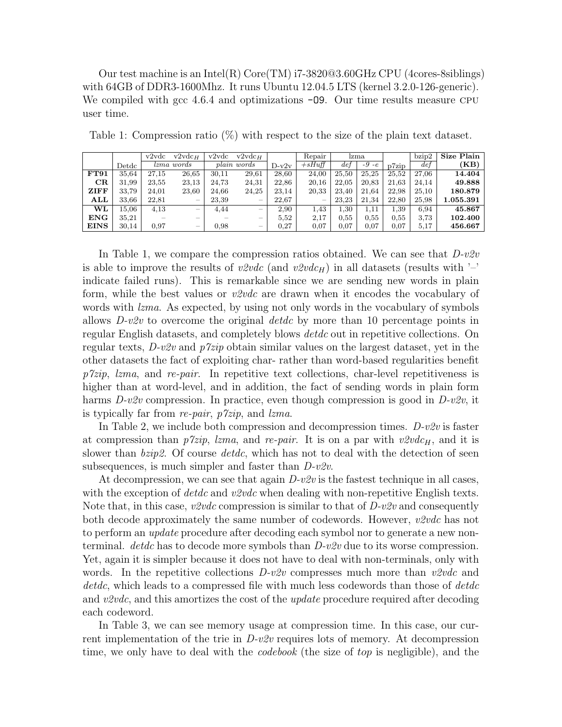Our test machine is an Intel(R) Core(TM) i7-3820@3.60GHz CPU (4cores-8siblings) with 64GB of DDR3-1600Mhz. It runs Ubuntu 12.04.5 LTS (kernel 3.2.0-126-generic). We compiled with gcc 4.6.4 and optimizations `-O9`. Our time results measure CPU user time.

Table 1: Compression ratio (%) with respect to the size of the plain text dataset.

| | Detdc | v2vdc | v2vdc$_H$ | v2vdc | v2vdc$_H$ | D-v2v | Repair | lzma | | p7zip | bzip2 | **Size Plain** |
|---|---|---|---|---|---|---|---|---|---|---|---|---|
| | | *lzma words* | | *plain words* | | | *+sHuff* | *def* | *-9 -e* | | *def* | **(KB)** |
| **FT91** | 35,64 | 27,15 | 26,65 | 30,11 | 29,61 | 28,60 | 24,00 | 25,50 | 25,25 | 25,52 | 27,06 | **14.404** |
| **CR** | 31,99 | 23,55 | 23,13 | 24,73 | 24,31 | 22,86 | 20,16 | 22,05 | 20,83 | 21,63 | 24,14 | **49.888** |
| **ZIFF** | 33,79 | 24,01 | 23,60 | 24,66 | 24,25 | 23,14 | 20,33 | 23,40 | 21,64 | 22,98 | 25,10 | **180.879** |
| **ALL** | 33,66 | 22,81 | – | 23,39 | – | 22,67 | – | 23,23 | 21,34 | 22,80 | 25,98 | **1.055.391** |
| **WL** | 15,06 | 4,13 | – | 4,44 | – | 2,90 | 1,43 | 1,30 | 1,11 | 1,39 | 6,94 | **45.867** |
| **ENG** | 35,21 | – | – | – | – | 5,52 | 2,17 | 0,55 | 0,55 | 0,55 | 3,73 | **102.400** |
| **EINS** | 30,14 | 0,97 | – | 0,98 | – | 0,27 | 0,07 | 0,07 | 0,07 | 0,07 | 5,17 | **456.667** |

In Table 1, we compare the compression ratios obtained. We can see that *D-v2v* is able to improve the results of *v2vdc* (and *v2vdc$_H$*) in all datasets (results with '–' indicate failed runs). This is remarkable since we are sending new words in plain form, while the best values or *v2vdc* are drawn when it encodes the vocabulary of words with *lzma*. As expected, by using not only words in the vocabulary of symbols allows *D-v2v* to overcome the original *detdc* by more than 10 percentage points in regular English datasets, and completely blows *detdc* out in repetitive collections. On regular texts, *D-v2v* and *p7zip* obtain similar values on the largest dataset, yet in the other datasets the fact of exploiting char- rather than word-based regularities benefit *p7zip*, *lzma*, and *re-pair*. In repetitive text collections, char-level repetitiveness is higher than at word-level, and in addition, the fact of sending words in plain form harms *D-v2v* compression. In practice, even though compression is good in *D-v2v*, it is typically far from *re-pair*, *p7zip*, and *lzma*.

In Table 2, we include both compression and decompression times. *D-v2v* is faster at compression than *p7zip*, *lzma*, and *re-pair*. It is on a par with *v2vdc$_H$*, and it is slower than *bzip2*. Of course *detdc*, which has not to deal with the detection of seen subsequences, is much simpler and faster than *D-v2v*.

At decompression, we can see that again *D-v2v* is the fastest technique in all cases, with the exception of *detdc* and *v2vdc* when dealing with non-repetitive English texts. Note that, in this case, *v2vdc* compression is similar to that of *D-v2v* and consequently both decode approximately the same number of codewords. However, *v2vdc* has not to perform an *update* procedure after decoding each symbol nor to generate a new non-terminal. *detdc* has to decode more symbols than *D-v2v* due to its worse compression. Yet, again it is simpler because it does not have to deal with non-terminals, only with words. In the repetitive collections *D-v2v* compresses much more than *v2vdc* and *detdc*, which leads to a compressed file with much less codewords than those of *detdc* and *v2vdc*, and this amortizes the cost of the *update* procedure required after decoding each codeword.

In Table 3, we can see memory usage at compression time. In this case, our current implementation of the trie in *D-v2v* requires lots of memory. At decompression time, we only have to deal with the *codebook* (the size of *top* is negligible), and the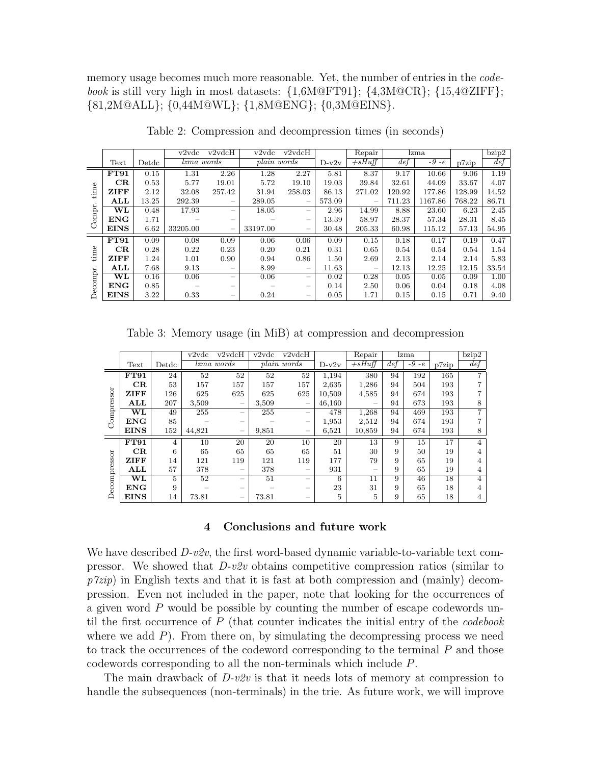memory usage becomes much more reasonable. Yet, the number of entries in the *codebook* is still very high in most datasets: {1,6M@FT91}; {4,3M@CR}; {15,4@ZIFF}; {81,2M@ALL}; {0,44M@WL}; {1,8M@ENG}; {0,3M@EINS}.

Table 2: Compression and decompression times (in seconds)

| | Text | Detdc | v2vdc | v2vdcH | v2vdc | v2vdcH | D-v2v | Repair | lzma | | p7zip | bzip2 |
|---|---|---|---|---|---|---|---|---|---|---|---|---|
| | | | *lzma words* | | *plain words* | | | *+sHuff* | *def* | *-9 -e* | | *def* |
| Compr. time | **FT91** | 0.15 | 1.31 | 2.26 | 1.28 | 2.27 | 5.81 | 8.37 | 9.17 | 10.66 | 9.06 | 1.19 |
| | **CR** | 0.53 | 5.77 | 19.01 | 5.72 | 19.10 | 19.03 | 39.84 | 32.61 | 44.09 | 33.67 | 4.07 |
| | **ZIFF** | 2.12 | 32.08 | 257.42 | 31.94 | 258.03 | 86.13 | 271.02 | 120.92 | 177.86 | 128.99 | 14.52 |
| | **ALL** | 13.25 | 292.39 | – | 289.05 | – | 573.09 | – | 711.23 | 1167.86 | 768.22 | 86.71 |
| | **WL** | 0.48 | 17.93 | – | 18.05 | – | 2.96 | 14.99 | 8.88 | 23.60 | 6.23 | 2.45 |
| | **ENG** | 1.71 | – | – | – | – | 13.39 | 58.97 | 28.37 | 57.34 | 28.31 | 8.45 |
| | **EINS** | 6.62 | 33205.00 | – | 33197.00 | – | 30.48 | 205.33 | 60.98 | 115.12 | 57.13 | 54.95 |
| Decompr. time | **FT91** | 0.09 | 0.08 | 0.09 | 0.06 | 0.06 | 0.09 | 0.15 | 0.18 | 0.17 | 0.19 | 0.47 |
| | **CR** | 0.28 | 0.22 | 0.23 | 0.20 | 0.21 | 0.31 | 0.65 | 0.54 | 0.54 | 0.54 | 1.54 |
| | **ZIFF** | 1.24 | 1.01 | 0.90 | 0.94 | 0.86 | 1.50 | 2.69 | 2.13 | 2.14 | 2.14 | 5.83 |
| | **ALL** | 7.68 | 9.13 | – | 8.99 | – | 11.63 | – | 12.13 | 12.25 | 12.15 | 33.54 |
| | **WL** | 0.16 | 0.06 | – | 0.06 | – | 0.02 | 0.28 | 0.05 | 0.05 | 0.09 | 1.00 |
| | **ENG** | 0.85 | – | – | – | – | 0.14 | 2.50 | 0.06 | 0.04 | 0.18 | 4.08 |
| | **EINS** | 3.22 | 0.33 | – | 0.24 | – | 0.05 | 1.71 | 0.15 | 0.15 | 0.71 | 9.40 |

Table 3: Memory usage (in MiB) at compression and decompression

| | Text | Detdc | v2vdc | v2vdcH | v2vdc | v2vdcH | D-v2v | Repair | lzma | | p7zip | bzip2 |
|---|---|---|---|---|---|---|---|---|---|---|---|---|
| | | | *lzma words* | | *plain words* | | | *+sHuff* | *def* | *-9 -e* | | *def* |
| Compressor | **FT91** | 24 | 52 | 52 | 52 | 52 | 1,194 | 380 | 94 | 192 | 165 | 7 |
| | **CR** | 53 | 157 | 157 | 157 | 157 | 2,635 | 1,286 | 94 | 504 | 193 | 7 |
| | **ZIFF** | 126 | 625 | 625 | 625 | 625 | 10,509 | 4,585 | 94 | 674 | 193 | 7 |
| | **ALL** | 207 | 3,509 | – | 3,509 | – | 46,160 | – | 94 | 673 | 193 | 8 |
| | **WL** | 49 | 255 | – | 255 | – | 478 | 1,268 | 94 | 469 | 193 | 7 |
| | **ENG** | 85 | – | – | – | – | 1,953 | 2,512 | 94 | 674 | 193 | 7 |
| | **EINS** | 152 | 44,821 | – | 9,851 | – | 6,521 | 10,859 | 94 | 674 | 193 | 8 |
| Decompressor | **FT91** | 4 | 10 | 20 | 20 | 10 | 20 | 13 | 9 | 15 | 17 | 4 |
| | **CR** | 6 | 65 | 65 | 65 | 65 | 51 | 30 | 9 | 50 | 19 | 4 |
| | **ZIFF** | 14 | 121 | 119 | 121 | 119 | 177 | 79 | 9 | 65 | 19 | 4 |
| | **ALL** | 57 | 378 | – | 378 | – | 931 | – | 9 | 65 | 19 | 4 |
| | **WL** | 5 | 52 | – | 51 | – | 6 | 11 | 9 | 46 | 18 | 4 |
| | **ENG** | 9 | – | – | – | – | 23 | 31 | 9 | 65 | 18 | 4 |
| | **EINS** | 14 | 73.81 | – | 73.81 | – | 5 | 5 | 9 | 65 | 18 | 4 |

## 4 Conclusions and future work

We have described *D-v2v*, the first word-based dynamic variable-to-variable text compressor. We showed that *D-v2v* obtains competitive compression ratios (similar to *p7zip*) in English texts and that it is fast at both compression and (mainly) decompression. Even not included in the paper, note that looking for the occurrences of a given word $P$ would be possible by counting the number of escape codewords until the first occurrence of $P$ (that counter indicates the initial entry of the *codebook* where we add $P$). From there on, by simulating the decompressing process we need to track the occurrences of the codeword corresponding to the terminal $P$ and those codewords corresponding to all the non-terminals which include $P$.

The main drawback of *D-v2v* is that it needs lots of memory at compression to handle the subsequences (non-terminals) in the trie. As future work, we will improve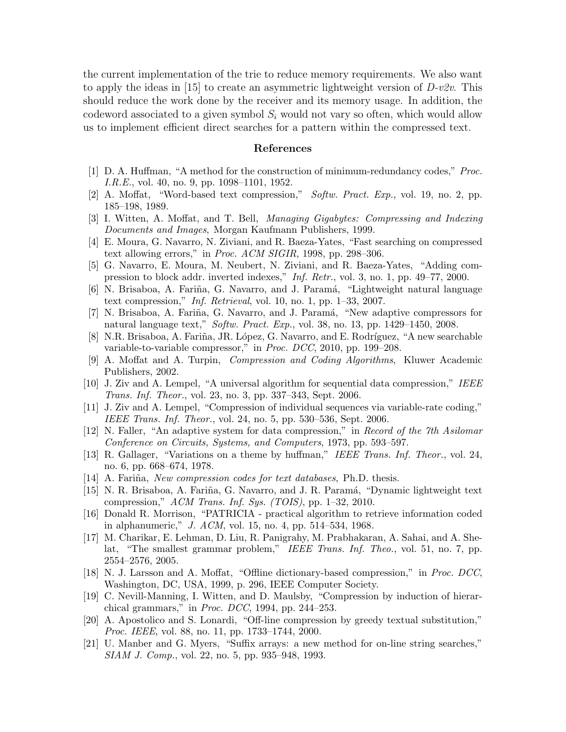the current implementation of the trie to reduce memory requirements. We also want to apply the ideas in [15] to create an asymmetric lightweight version of *D-v2v*. This should reduce the work done by the receiver and its memory usage. In addition, the codeword associated to a given symbol $S_i$ would not vary so often, which would allow us to implement efficient direct searches for a pattern within the compressed text.

## References

[1] D. A. Huffman, "A method for the construction of minimum-redundancy codes," *Proc. I.R.E.*, vol. 40, no. 9, pp. 1098–1101, 1952.

[2] A. Moffat, "Word-based text compression," *Softw. Pract. Exp.*, vol. 19, no. 2, pp. 185–198, 1989.

[3] I. Witten, A. Moffat, and T. Bell, *Managing Gigabytes: Compressing and Indexing Documents and Images*, Morgan Kaufmann Publishers, 1999.

[4] E. Moura, G. Navarro, N. Ziviani, and R. Baeza-Yates, "Fast searching on compressed text allowing errors," in *Proc. ACM SIGIR*, 1998, pp. 298–306.

[5] G. Navarro, E. Moura, M. Neubert, N. Ziviani, and R. Baeza-Yates, "Adding compression to block addr. inverted indexes," *Inf. Retr.*, vol. 3, no. 1, pp. 49–77, 2000.

[6] N. Brisaboa, A. Fariña, G. Navarro, and J. Paramá, "Lightweight natural language text compression," *Inf. Retrieval*, vol. 10, no. 1, pp. 1–33, 2007.

[7] N. Brisaboa, A. Fariña, G. Navarro, and J. Paramá, "New adaptive compressors for natural language text," *Softw. Pract. Exp.*, vol. 38, no. 13, pp. 1429–1450, 2008.

[8] N.R. Brisaboa, A. Fariña, JR. López, G. Navarro, and E. Rodríguez, "A new searchable variable-to-variable compressor," in *Proc. DCC*, 2010, pp. 199–208.

[9] A. Moffat and A. Turpin, *Compression and Coding Algorithms*, Kluwer Academic Publishers, 2002.

[10] J. Ziv and A. Lempel, "A universal algorithm for sequential data compression," *IEEE Trans. Inf. Theor.*, vol. 23, no. 3, pp. 337–343, Sept. 2006.

[11] J. Ziv and A. Lempel, "Compression of individual sequences via variable-rate coding," *IEEE Trans. Inf. Theor.*, vol. 24, no. 5, pp. 530–536, Sept. 2006.

[12] N. Faller, "An adaptive system for data compression," in *Record of the 7th Asilomar Conference on Circuits, Systems, and Computers*, 1973, pp. 593–597.

[13] R. Gallager, "Variations on a theme by huffman," *IEEE Trans. Inf. Theor.*, vol. 24, no. 6, pp. 668–674, 1978.

[14] A. Fariña, *New compression codes for text databases*, Ph.D. thesis.

[15] N. R. Brisaboa, A. Fariña, G. Navarro, and J. R. Paramá, "Dynamic lightweight text compression," *ACM Trans. Inf. Sys. (TOIS)*, pp. 1–32, 2010.

[16] Donald R. Morrison, "PATRICIA - practical algorithm to retrieve information coded in alphanumeric," *J. ACM*, vol. 15, no. 4, pp. 514–534, 1968.

[17] M. Charikar, E. Lehman, D. Liu, R. Panigrahy, M. Prabhakaran, A. Sahai, and A. Shelat, "The smallest grammar problem," *IEEE Trans. Inf. Theo.*, vol. 51, no. 7, pp. 2554–2576, 2005.

[18] N. J. Larsson and A. Moffat, "Offline dictionary-based compression," in *Proc. DCC*, Washington, DC, USA, 1999, p. 296, IEEE Computer Society.

[19] C. Nevill-Manning, I. Witten, and D. Maulsby, "Compression by induction of hierarchical grammars," in *Proc. DCC*, 1994, pp. 244–253.

[20] A. Apostolico and S. Lonardi, "Off-line compression by greedy textual substitution," *Proc. IEEE*, vol. 88, no. 11, pp. 1733–1744, 2000.

[21] U. Manber and G. Myers, "Suffix arrays: a new method for on-line string searches," *SIAM J. Comp.*, vol. 22, no. 5, pp. 935–948, 1993.